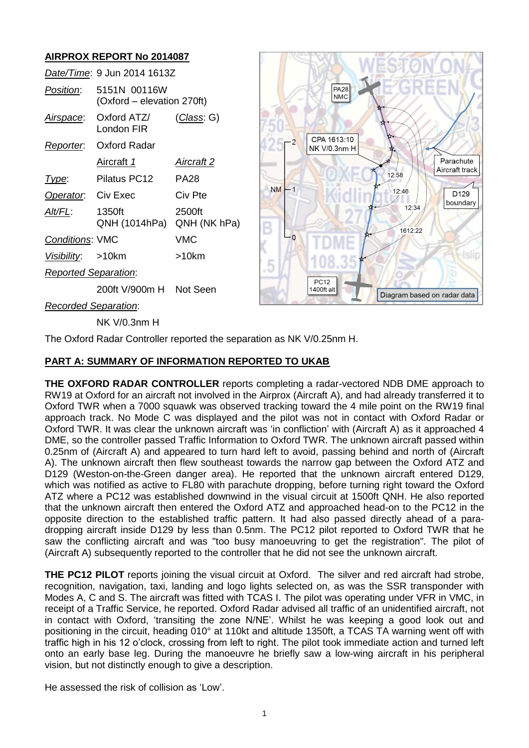## AIRPROX REPORT No 2014087

| | | |
|---|---|---|
| *Date/Time*: | 9 Jun 2014 1613Z | |
| *Position*: | 5151N 00116W (Oxford – elevation 270ft) | |
| *Airspace*: | Oxford ATZ/ London FIR | (*Class*: G) |
| *Reporter*: | Oxford Radar | |
| | *Aircraft 1* | *Aircraft 2* |
| *Type*: | Pilatus PC12 | PA28 |
| *Operator*: | Civ Exec | Civ Pte |
| *Alt/FL*: | 1350ft QNH (1014hPa) | 2500ft QNH (NK hPa) |
| *Conditions*: | VMC | VMC |
| *Visibility*: | >10km | >10km |
| *Reported Separation*: | | |
| | 200ft V/900m H | Not Seen |
| *Recorded Separation*: | | |
| | NK V/0.3nm H | |

Diagram based on radar data

The Oxford Radar Controller reported the separation as NK V/0.25nm H.

## PART A: SUMMARY OF INFORMATION REPORTED TO UKAB

**THE OXFORD RADAR CONTROLLER** reports completing a radar-vectored NDB DME approach to RW19 at Oxford for an aircraft not involved in the Airprox (Aircraft A), and had already transferred it to Oxford TWR when a 7000 squawk was observed tracking toward the 4 mile point on the RW19 final approach track. No Mode C was displayed and the pilot was not in contact with Oxford Radar or Oxford TWR. It was clear the unknown aircraft was 'in confliction' with (Aircraft A) as it approached 4 DME, so the controller passed Traffic Information to Oxford TWR. The unknown aircraft passed within 0.25nm of (Aircraft A) and appeared to turn hard left to avoid, passing behind and north of (Aircraft A). The unknown aircraft then flew southeast towards the narrow gap between the Oxford ATZ and D129 (Weston-on-the-Green danger area). He reported that the unknown aircraft entered D129, which was notified as active to FL80 with parachute dropping, before turning right toward the Oxford ATZ where a PC12 was established downwind in the visual circuit at 1500ft QNH. He also reported that the unknown aircraft then entered the Oxford ATZ and approached head-on to the PC12 in the opposite direction to the established traffic pattern. It also passed directly ahead of a para-dropping aircraft inside D129 by less than 0.5nm. The PC12 pilot reported to Oxford TWR that he saw the conflicting aircraft and was "too busy manoeuvring to get the registration". The pilot of (Aircraft A) subsequently reported to the controller that he did not see the unknown aircraft.

**THE PC12 PILOT** reports joining the visual circuit at Oxford. The silver and red aircraft had strobe, recognition, navigation, taxi, landing and logo lights selected on, as was the SSR transponder with Modes A, C and S. The aircraft was fitted with TCAS I. The pilot was operating under VFR in VMC, in receipt of a Traffic Service, he reported. Oxford Radar advised all traffic of an unidentified aircraft, not in contact with Oxford, 'transiting the zone N/NE'. Whilst he was keeping a good look out and positioning in the circuit, heading 010° at 110kt and altitude 1350ft, a TCAS TA warning went off with traffic high in his 12 o'clock, crossing from left to right. The pilot took immediate action and turned left onto an early base leg. During the manoeuvre he briefly saw a low-wing aircraft in his peripheral vision, but not distinctly enough to give a description.

He assessed the risk of collision as 'Low'.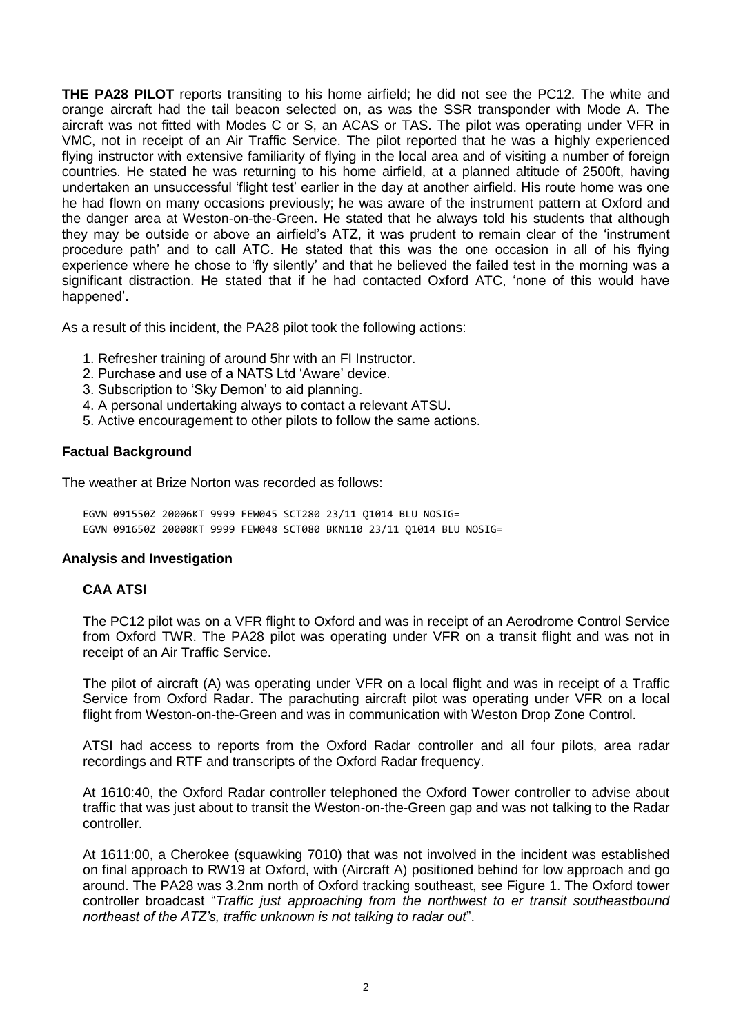**THE PA28 PILOT** reports transiting to his home airfield; he did not see the PC12. The white and orange aircraft had the tail beacon selected on, as was the SSR transponder with Mode A. The aircraft was not fitted with Modes C or S, an ACAS or TAS. The pilot was operating under VFR in VMC, not in receipt of an Air Traffic Service. The pilot reported that he was a highly experienced flying instructor with extensive familiarity of flying in the local area and of visiting a number of foreign countries. He stated he was returning to his home airfield, at a planned altitude of 2500ft, having undertaken an unsuccessful 'flight test' earlier in the day at another airfield. His route home was one he had flown on many occasions previously; he was aware of the instrument pattern at Oxford and the danger area at Weston-on-the-Green. He stated that he always told his students that although they may be outside or above an airfield's ATZ, it was prudent to remain clear of the 'instrument procedure path' and to call ATC. He stated that this was the one occasion in all of his flying experience where he chose to 'fly silently' and that he believed the failed test in the morning was a significant distraction. He stated that if he had contacted Oxford ATC, 'none of this would have happened'.

As a result of this incident, the PA28 pilot took the following actions:

1. Refresher training of around 5hr with an FI Instructor.
2. Purchase and use of a NATS Ltd 'Aware' device.
3. Subscription to 'Sky Demon' to aid planning.
4. A personal undertaking always to contact a relevant ATSU.
5. Active encouragement to other pilots to follow the same actions.

### Factual Background

The weather at Brize Norton was recorded as follows:

```
EGVN 091550Z 20006KT 9999 FEW045 SCT280 23/11 Q1014 BLU NOSIG=
EGVN 091650Z 20008KT 9999 FEW048 SCT080 BKN110 23/11 Q1014 BLU NOSIG=
```

### Analysis and Investigation

#### CAA ATSI

The PC12 pilot was on a VFR flight to Oxford and was in receipt of an Aerodrome Control Service from Oxford TWR. The PA28 pilot was operating under VFR on a transit flight and was not in receipt of an Air Traffic Service.

The pilot of aircraft (A) was operating under VFR on a local flight and was in receipt of a Traffic Service from Oxford Radar. The parachuting aircraft pilot was operating under VFR on a local flight from Weston-on-the-Green and was in communication with Weston Drop Zone Control.

ATSI had access to reports from the Oxford Radar controller and all four pilots, area radar recordings and RTF and transcripts of the Oxford Radar frequency.

At 1610:40, the Oxford Radar controller telephoned the Oxford Tower controller to advise about traffic that was just about to transit the Weston-on-the-Green gap and was not talking to the Radar controller.

At 1611:00, a Cherokee (squawking 7010) that was not involved in the incident was established on final approach to RW19 at Oxford, with (Aircraft A) positioned behind for low approach and go around. The PA28 was 3.2nm north of Oxford tracking southeast, see Figure 1. The Oxford tower controller broadcast "*Traffic just approaching from the northwest to er transit southeastbound northeast of the ATZ's, traffic unknown is not talking to radar out*".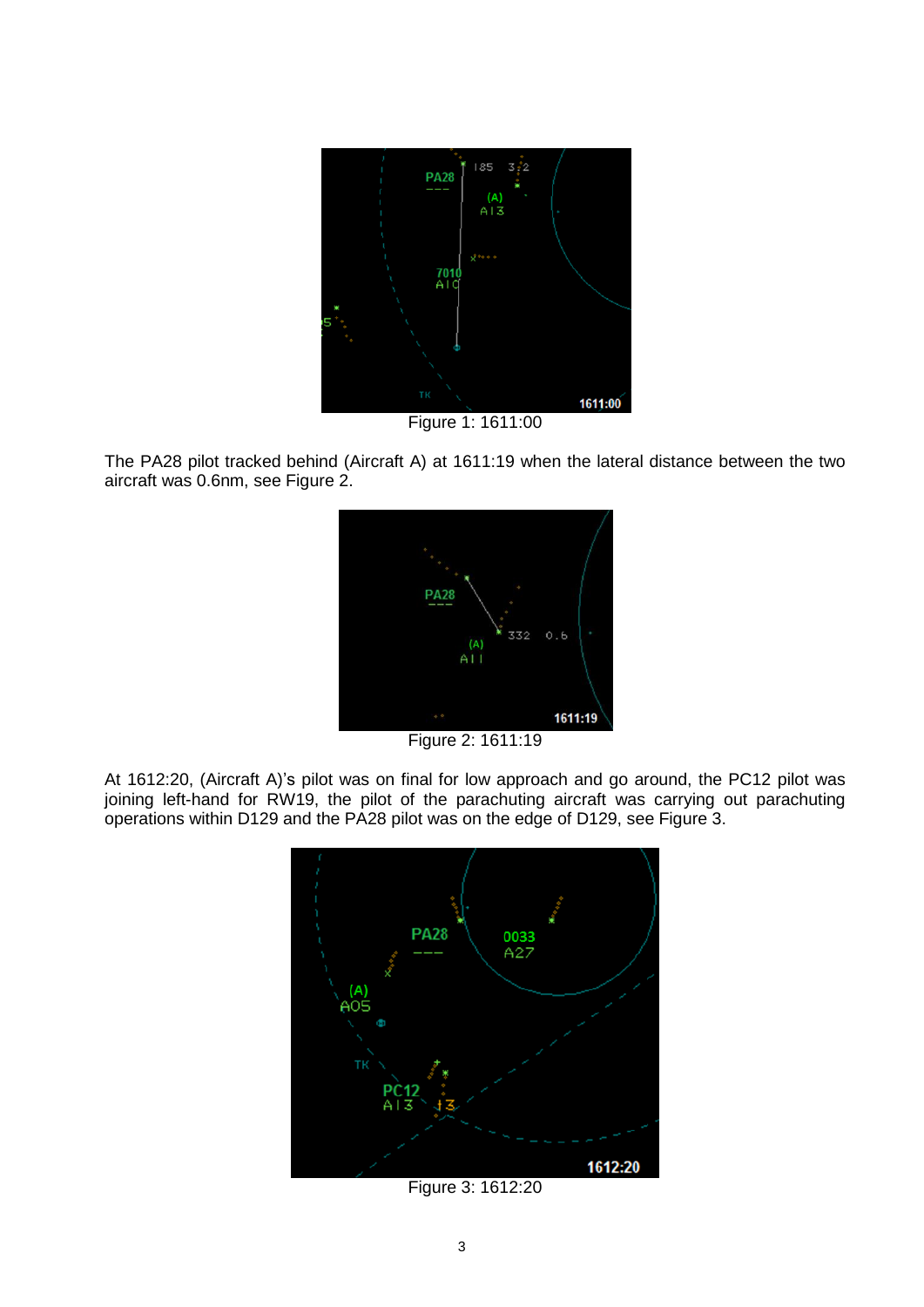Figure 1: 1611:00

The PA28 pilot tracked behind (Aircraft A) at 1611:19 when the lateral distance between the two aircraft was 0.6nm, see Figure 2.

Figure 2: 1611:19

At 1612:20, (Aircraft A)'s pilot was on final for low approach and go around, the PC12 pilot was joining left-hand for RW19, the pilot of the parachuting aircraft was carrying out parachuting operations within D129 and the PA28 pilot was on the edge of D129, see Figure 3.

Figure 3: 1612:20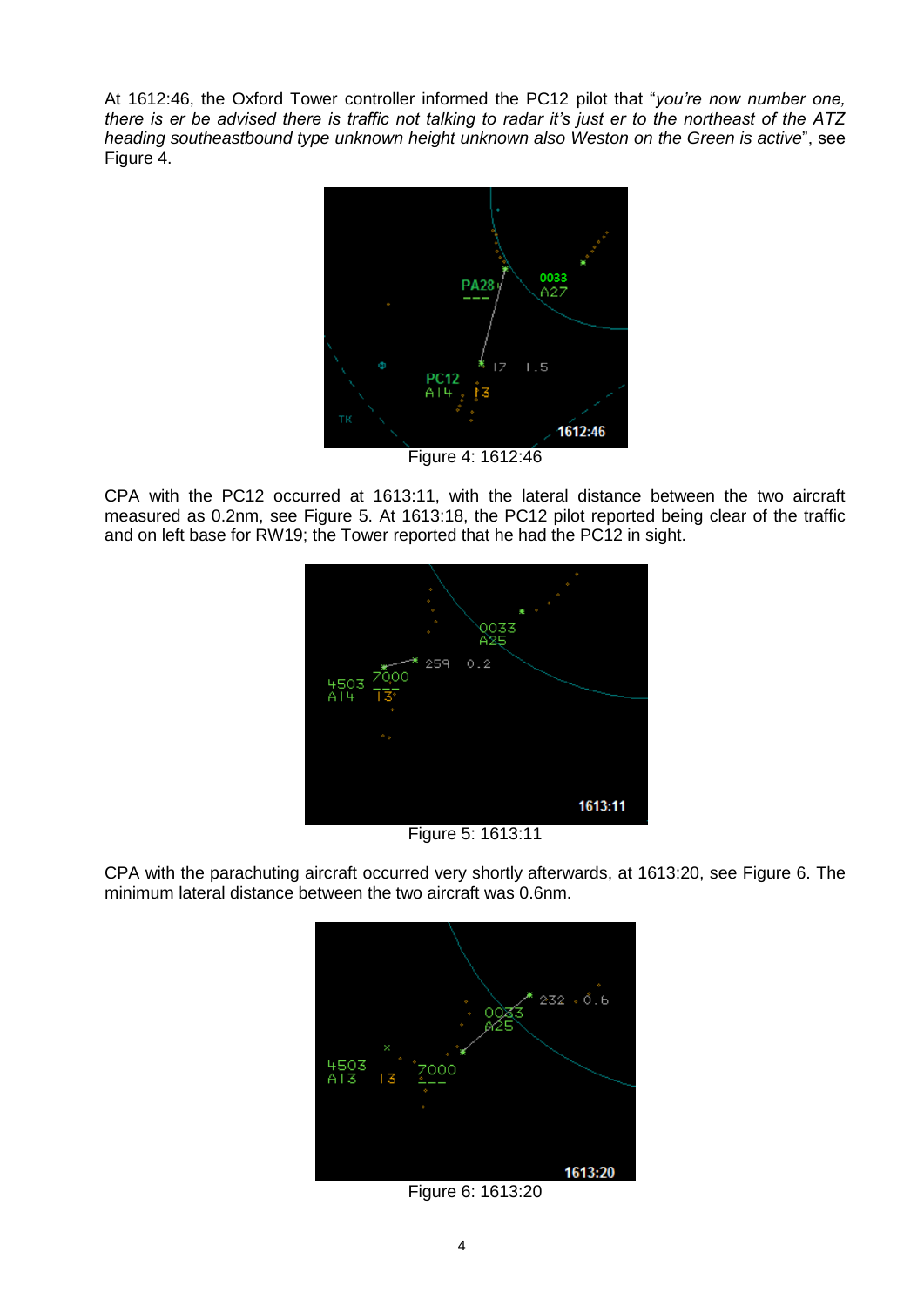At 1612:46, the Oxford Tower controller informed the PC12 pilot that "*you're now number one, there is er be advised there is traffic not talking to radar it's just er to the northeast of the ATZ heading southeastbound type unknown height unknown also Weston on the Green is active*", see Figure 4.

Figure 4: 1612:46

CPA with the PC12 occurred at 1613:11, with the lateral distance between the two aircraft measured as 0.2nm, see Figure 5. At 1613:18, the PC12 pilot reported being clear of the traffic and on left base for RW19; the Tower reported that he had the PC12 in sight.

Figure 5: 1613:11

CPA with the parachuting aircraft occurred very shortly afterwards, at 1613:20, see Figure 6. The minimum lateral distance between the two aircraft was 0.6nm.

Figure 6: 1613:20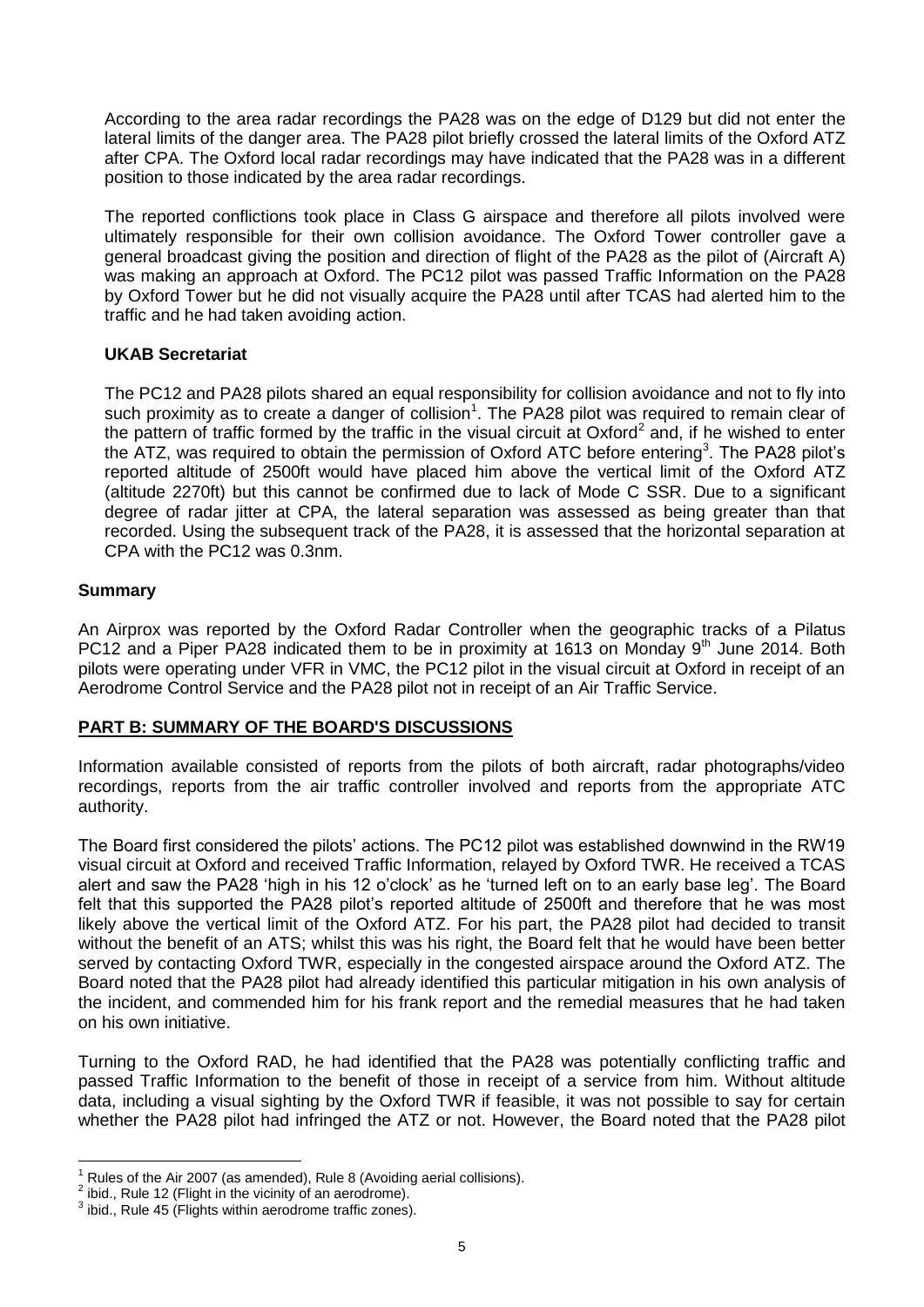According to the area radar recordings the PA28 was on the edge of D129 but did not enter the lateral limits of the danger area. The PA28 pilot briefly crossed the lateral limits of the Oxford ATZ after CPA. The Oxford local radar recordings may have indicated that the PA28 was in a different position to those indicated by the area radar recordings.

The reported conflictions took place in Class G airspace and therefore all pilots involved were ultimately responsible for their own collision avoidance. The Oxford Tower controller gave a general broadcast giving the position and direction of flight of the PA28 as the pilot of (Aircraft A) was making an approach at Oxford. The PC12 pilot was passed Traffic Information on the PA28 by Oxford Tower but he did not visually acquire the PA28 until after TCAS had alerted him to the traffic and he had taken avoiding action.

**UKAB Secretariat**

The PC12 and PA28 pilots shared an equal responsibility for collision avoidance and not to fly into such proximity as to create a danger of collision[1]. The PA28 pilot was required to remain clear of the pattern of traffic formed by the traffic in the visual circuit at Oxford[2] and, if he wished to enter the ATZ, was required to obtain the permission of Oxford ATC before entering[3]. The PA28 pilot's reported altitude of 2500ft would have placed him above the vertical limit of the Oxford ATZ (altitude 2270ft) but this cannot be confirmed due to lack of Mode C SSR. Due to a significant degree of radar jitter at CPA, the lateral separation was assessed as being greater than that recorded. Using the subsequent track of the PA28, it is assessed that the horizontal separation at CPA with the PC12 was 0.3nm.

## Summary

An Airprox was reported by the Oxford Radar Controller when the geographic tracks of a Pilatus PC12 and a Piper PA28 indicated them to be in proximity at 1613 on Monday 9th June 2014. Both pilots were operating under VFR in VMC, the PC12 pilot in the visual circuit at Oxford in receipt of an Aerodrome Control Service and the PA28 pilot not in receipt of an Air Traffic Service.

## PART B: SUMMARY OF THE BOARD'S DISCUSSIONS

Information available consisted of reports from the pilots of both aircraft, radar photographs/video recordings, reports from the air traffic controller involved and reports from the appropriate ATC authority.

The Board first considered the pilots' actions. The PC12 pilot was established downwind in the RW19 visual circuit at Oxford and received Traffic Information, relayed by Oxford TWR. He received a TCAS alert and saw the PA28 'high in his 12 o'clock' as he 'turned left on to an early base leg'. The Board felt that this supported the PA28 pilot's reported altitude of 2500ft and therefore that he was most likely above the vertical limit of the Oxford ATZ. For his part, the PA28 pilot had decided to transit without the benefit of an ATS; whilst this was his right, the Board felt that he would have been better served by contacting Oxford TWR, especially in the congested airspace around the Oxford ATZ. The Board noted that the PA28 pilot had already identified this particular mitigation in his own analysis of the incident, and commended him for his frank report and the remedial measures that he had taken on his own initiative.

Turning to the Oxford RAD, he had identified that the PA28 was potentially conflicting traffic and passed Traffic Information to the benefit of those in receipt of a service from him. Without altitude data, including a visual sighting by the Oxford TWR if feasible, it was not possible to say for certain whether the PA28 pilot had infringed the ATZ or not. However, the Board noted that the PA28 pilot

---

[1] Rules of the Air 2007 (as amended), Rule 8 (Avoiding aerial collisions).

[2] ibid., Rule 12 (Flight in the vicinity of an aerodrome).

[3] ibid., Rule 45 (Flights within aerodrome traffic zones).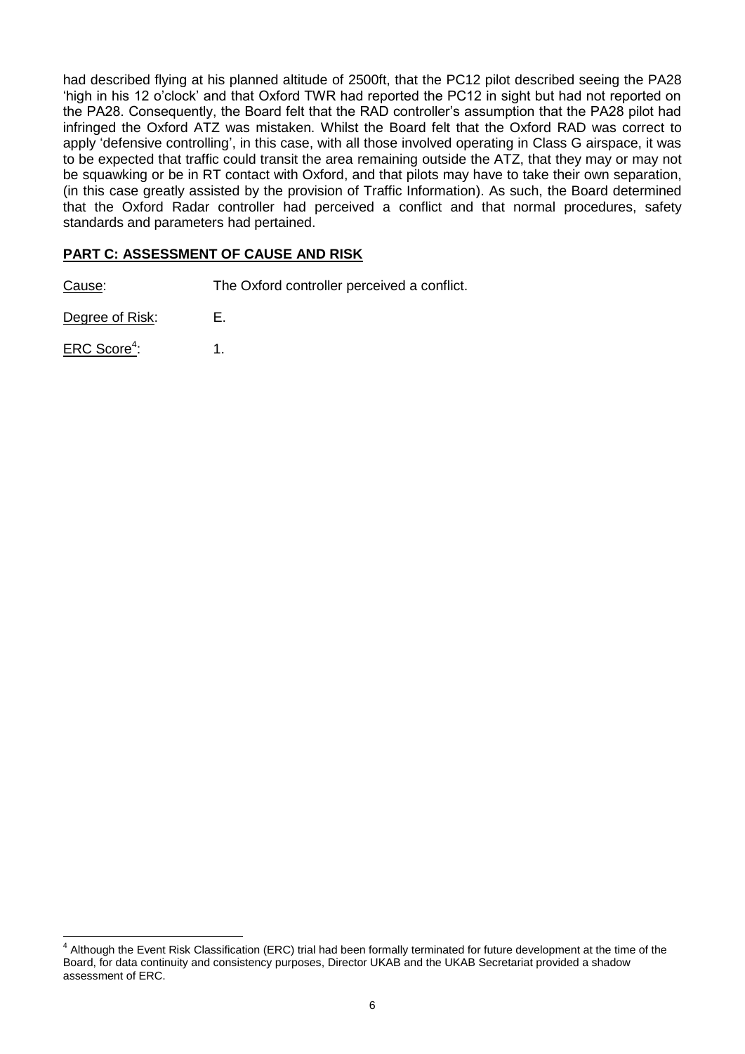had described flying at his planned altitude of 2500ft, that the PC12 pilot described seeing the PA28 'high in his 12 o'clock' and that Oxford TWR had reported the PC12 in sight but had not reported on the PA28. Consequently, the Board felt that the RAD controller's assumption that the PA28 pilot had infringed the Oxford ATZ was mistaken. Whilst the Board felt that the Oxford RAD was correct to apply 'defensive controlling', in this case, with all those involved operating in Class G airspace, it was to be expected that traffic could transit the area remaining outside the ATZ, that they may or may not be squawking or be in RT contact with Oxford, and that pilots may have to take their own separation, (in this case greatly assisted by the provision of Traffic Information). As such, the Board determined that the Oxford Radar controller had perceived a conflict and that normal procedures, safety standards and parameters had pertained.

## PART C: ASSESSMENT OF CAUSE AND RISK

Cause: The Oxford controller perceived a conflict.

Degree of Risk: E.

ERC Score[4]: 1.

[4] Although the Event Risk Classification (ERC) trial had been formally terminated for future development at the time of the Board, for data continuity and consistency purposes, Director UKAB and the UKAB Secretariat provided a shadow assessment of ERC.